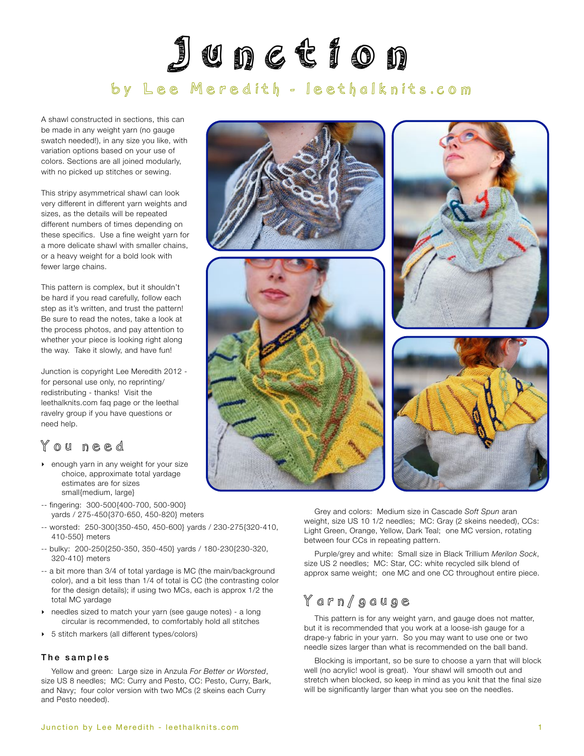# Junction

## by Lee Meredith - leethalknits.com

A shawl constructed in sections, this can be made in any weight yarn (no gauge swatch needed!), in any size you like, with variation options based on your use of colors. Sections are all joined modularly, with no picked up stitches or sewing.

This stripy asymmetrical shawl can look very different in different yarn weights and sizes, as the details will be repeated different numbers of times depending on these specifics. Use a fine weight yarn for a more delicate shawl with smaller chains, or a heavy weight for a bold look with fewer large chains.

This pattern is complex, but it shouldn't be hard if you read carefully, follow each step as it's written, and trust the pattern! Be sure to read the notes, take a look at the process photos, and pay attention to whether your piece is looking right along the way. Take it slowly, and have fun!

Junction is copyright Lee Meredith 2012 - for personal use only, no reprinting/redistributing - thanks! Visit the leethalknits.com faq page or the leethal ravelry group if you have questions or need help.

## You need

- enough yarn in any weight for your size choice, approximate total yardage estimates are for sizes small{medium, large}

-- fingering: 300-500{400-700, 500-900} yards / 275-450{370-650, 450-820} meters

-- worsted: 250-300{350-450, 450-600} yards / 230-275{320-410, 410-550} meters

-- bulky: 200-250{250-350, 350-450} yards / 180-230{230-320, 320-410} meters

-- a bit more than 3/4 of total yardage is MC (the main/background color), and a bit less than 1/4 of total is CC (the contrasting color for the design details); if using two MCs, each is approx 1/2 the total MC yardage

- needles sized to match your yarn (see gauge notes) - a long circular is recommended, to comfortably hold all stitches
- 5 stitch markers (all different types/colors)

### The samples

Yellow and green: Large size in Anzula *For Better or Worsted*, size US 8 needles; MC: Curry and Pesto, CC: Pesto, Curry, Bark, and Navy; four color version with two MCs (2 skeins each Curry and Pesto needed).

Grey and colors: Medium size in Cascade *Soft Spun* aran weight, size US 10 1/2 needles; MC: Gray (2 skeins needed), CCs: Light Green, Orange, Yellow, Dark Teal; one MC version, rotating between four CCs in repeating pattern.

Purple/grey and white: Small size in Black Trillium *Merilon Sock*, size US 2 needles; MC: Star, CC: white recycled silk blend of approx same weight; one MC and one CC throughout entire piece.

## Yarn/gauge

This pattern is for any weight yarn, and gauge does not matter, but it is recommended that you work at a loose-ish gauge for a drape-y fabric in your yarn. So you may want to use one or two needle sizes larger than what is recommended on the ball band.

Blocking is important, so be sure to choose a yarn that will block well (no acrylic! wool is great). Your shawl will smooth out and stretch when blocked, so keep in mind as you knit that the final size will be significantly larger than what you see on the needles.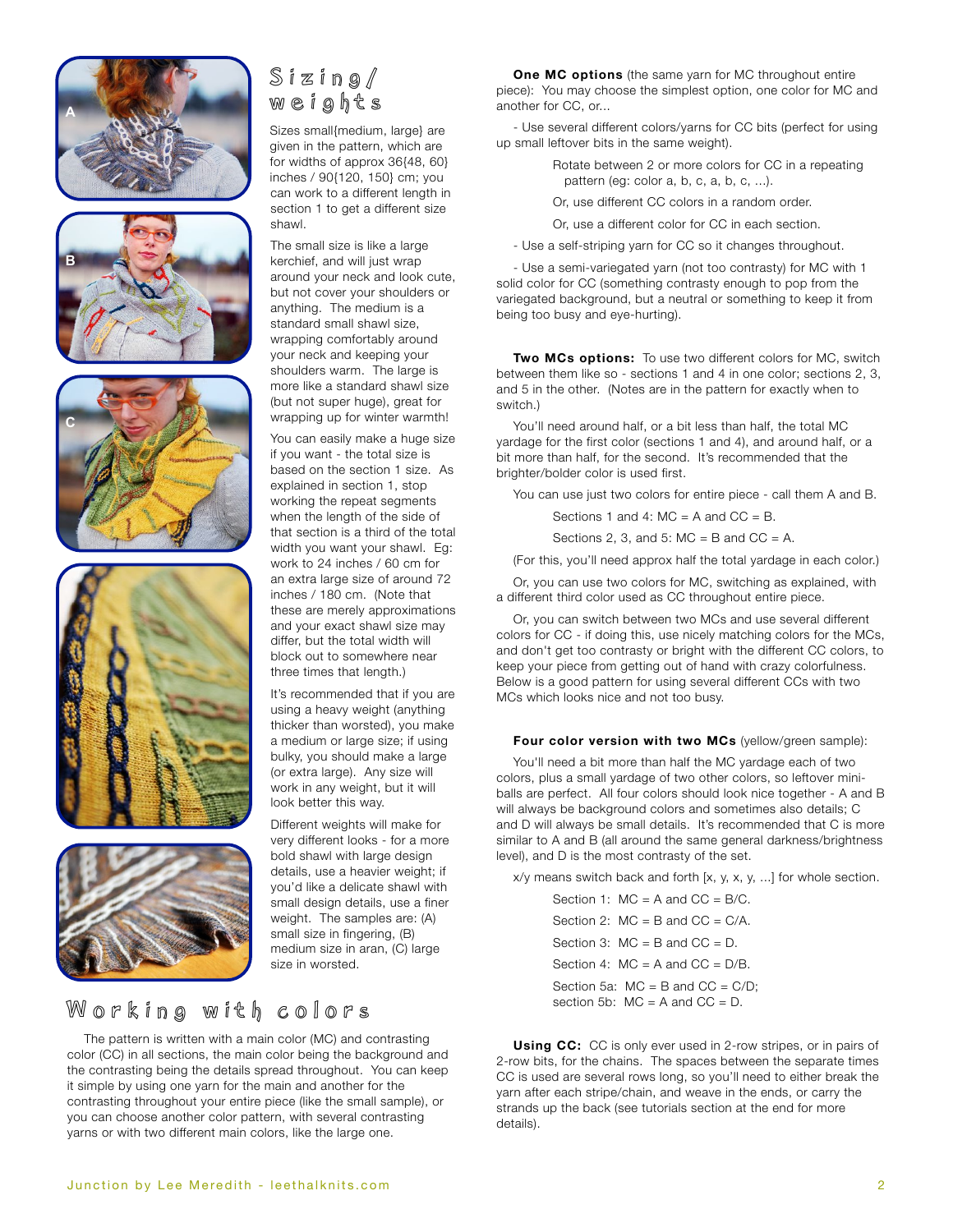## Sizing/weights

Sizes small{medium, large} are given in the pattern, which are for widths of approx 36{48, 60} inches / 90{120, 150} cm; you can work to a different length in section 1 to get a different size shawl.

The small size is like a large kerchief, and will just wrap around your neck and look cute, but not cover your shoulders or anything. The medium is a standard small shawl size, wrapping comfortably around your neck and keeping your shoulders warm. The large is more like a standard shawl size (but not super huge), great for wrapping up for winter warmth!

You can easily make a huge size if you want - the total size is based on the section 1 size. As explained in section 1, stop working the repeat segments when the length of the side of that section is a third of the total width you want your shawl. Eg: work to 24 inches / 60 cm for an extra large size of around 72 inches / 180 cm. (Note that these are merely approximations and your exact shawl size may differ, but the total width will block out to somewhere near three times that length.)

It's recommended that if you are using a heavy weight (anything thicker than worsted), you make a medium or large size; if using bulky, you should make a large (or extra large). Any size will work in any weight, but it will look better this way.

Different weights will make for very different looks - for a more bold shawl with large design details, use a heavier weight; if you'd like a delicate shawl with small design details, use a finer weight. The samples are: (A) small size in fingering, (B) medium size in aran, (C) large size in worsted.

## Working with colors

The pattern is written with a main color (MC) and contrasting color (CC) in all sections, the main color being the background and the contrasting being the details spread throughout. You can keep it simple by using one yarn for the main and another for the contrasting throughout your entire piece (like the small sample), or you can choose another color pattern, with several contrasting yarns or with two different main colors, like the large one.

**One MC options** (the same yarn for MC throughout entire piece): You may choose the simplest option, one color for MC and another for CC, or...

- Use several different colors/yarns for CC bits (perfect for using up small leftover bits in the same weight).

  Rotate between 2 or more colors for CC in a repeating pattern (eg: color a, b, c, a, b, c, ...).

  Or, use different CC colors in a random order.

  Or, use a different color for CC in each section.

- Use a self-striping yarn for CC so it changes throughout.

- Use a semi-variegated yarn (not too contrasty) for MC with 1 solid color for CC (something contrasty enough to pop from the variegated background, but a neutral or something to keep it from being too busy and eye-hurting).

**Two MCs options:** To use two different colors for MC, switch between them like so - sections 1 and 4 in one color; sections 2, 3, and 5 in the other. (Notes are in the pattern for exactly when to switch.)

You'll need around half, or a bit less than half, the total MC yardage for the first color (sections 1 and 4), and around half, or a bit more than half, for the second. It's recommended that the brighter/bolder color is used first.

You can use just two colors for entire piece - call them A and B.

Sections 1 and 4: MC = A and CC = B.

Sections 2, 3, and 5: MC = B and CC = A.

(For this, you'll need approx half the total yardage in each color.)

Or, you can use two colors for MC, switching as explained, with a different third color used as CC throughout entire piece.

Or, you can switch between two MCs and use several different colors for CC - if doing this, use nicely matching colors for the MCs, and don't get too contrasty or bright with the different CC colors, to keep your piece from getting out of hand with crazy colorfulness. Below is a good pattern for using several different CCs with two MCs which looks nice and not too busy.

**Four color version with two MCs** (yellow/green sample):

You'll need a bit more than half the MC yardage each of two colors, plus a small yardage of two other colors, so leftover mini-balls are perfect. All four colors should look nice together - A and B will always be background colors and sometimes also details; C and D will always be small details. It's recommended that C is more similar to A and B (all around the same general darkness/brightness level), and D is the most contrasty of the set.

x/y means switch back and forth [x, y, x, y, ...] for whole section.

Section 1: MC = A and CC = B/C.

Section 2: MC = B and CC = C/A.

Section 3: MC = B and CC = D.

Section 4: MC = A and CC = D/B.

Section 5a: MC = B and CC = C/D;
section 5b: MC = A and CC = D.

**Using CC:** CC is only ever used in 2-row stripes, or in pairs of 2-row bits, for the chains. The spaces between the separate times CC is used are several rows long, so you'll need to either break the yarn after each stripe/chain, and weave in the ends, or carry the strands up the back (see tutorials section at the end for more details).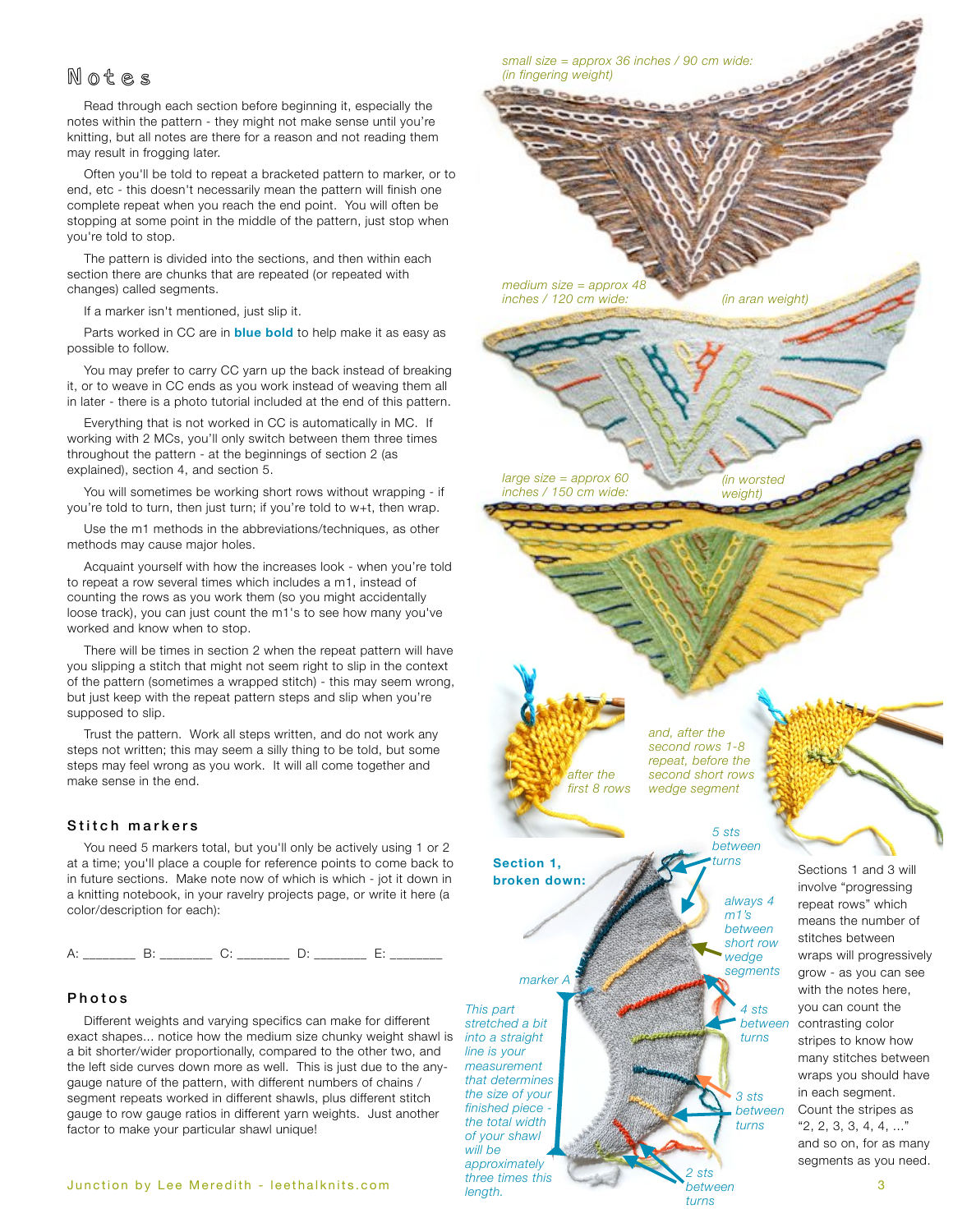# Notes

Read through each section before beginning it, especially the notes within the pattern - they might not make sense until you're knitting, but all notes are there for a reason and not reading them may result in frogging later.

Often you'll be told to repeat a bracketed pattern to marker, or to end, etc - this doesn't necessarily mean the pattern will finish one complete repeat when you reach the end point. You will often be stopping at some point in the middle of the pattern, just stop when you're told to stop.

The pattern is divided into the sections, and then within each section there are chunks that are repeated (or repeated with changes) called segments.

If a marker isn't mentioned, just slip it.

Parts worked in CC are in **blue bold** to help make it as easy as possible to follow.

You may prefer to carry CC yarn up the back instead of breaking it, or to weave in CC ends as you work instead of weaving them all in later - there is a photo tutorial included at the end of this pattern.

Everything that is not worked in CC is automatically in MC. If working with 2 MCs, you'll only switch between them three times throughout the pattern - at the beginnings of section 2 (as explained), section 4, and section 5.

You will sometimes be working short rows without wrapping - if you're told to turn, then just turn; if you're told to w+t, then wrap.

Use the m1 methods in the abbreviations/techniques, as other methods may cause major holes.

Acquaint yourself with how the increases look - when you're told to repeat a row several times which includes a m1, instead of counting the rows as you work them (so you might accidentally loose track), you can just count the m1's to see how many you've worked and know when to stop.

There will be times in section 2 when the repeat pattern will have you slipping a stitch that might not seem right to slip in the context of the pattern (sometimes a wrapped stitch) - this may seem wrong, but just keep with the repeat pattern steps and slip when you're supposed to slip.

Trust the pattern. Work all steps written, and do not work any steps not written; this may seem a silly thing to be told, but some steps may feel wrong as you work. It will all come together and make sense in the end.

### Stitch markers

You need 5 markers total, but you'll only be actively using 1 or 2 at a time; you'll place a couple for reference points to come back to in future sections. Make note now of which is which - jot it down in a knitting notebook, in your ravelry projects page, or write it here (a color/description for each):

A: _______ B: _______ C: _______ D: _______ E: _______

### Photos

Different weights and varying specifics can make for different exact shapes... notice how the medium size chunky weight shawl is a bit shorter/wider proportionally, compared to the other two, and the left side curves down more as well. This is just due to the any-gauge nature of the pattern, with different numbers of chains / segment repeats worked in different shawls, plus different stitch gauge to row gauge ratios in different yarn weights. Just another factor to make your particular shawl unique!

*small size = approx 36 inches / 90 cm wide: (in fingering weight)*

*medium size = approx 48 inches / 120 cm wide: (in aran weight)*

*large size = approx 60 inches / 150 cm wide: (in worsted weight)*

*after the first 8 rows*

*and, after the second rows 1-8 repeat, before the second short rows wedge segment*

**Section 1, broken down:**

*5 sts between turns*

*always 4 m1's between short row wedge segments*

*marker A*

*4 sts between turns*

*3 sts between turns*

*2 sts between turns*

*This part stretched a bit into a straight line is your measurement that determines the size of your finished piece - the total width of your shawl will be approximately three times this length.*

Sections 1 and 3 will involve "progressing repeat rows" which means the number of stitches between wraps will progressively grow - as you can see with the notes here, you can count the contrasting color stripes to know how many stitches between wraps you should have in each segment. Count the stripes as "2, 2, 3, 3, 4, 4, ..." and so on, for as many segments as you need.